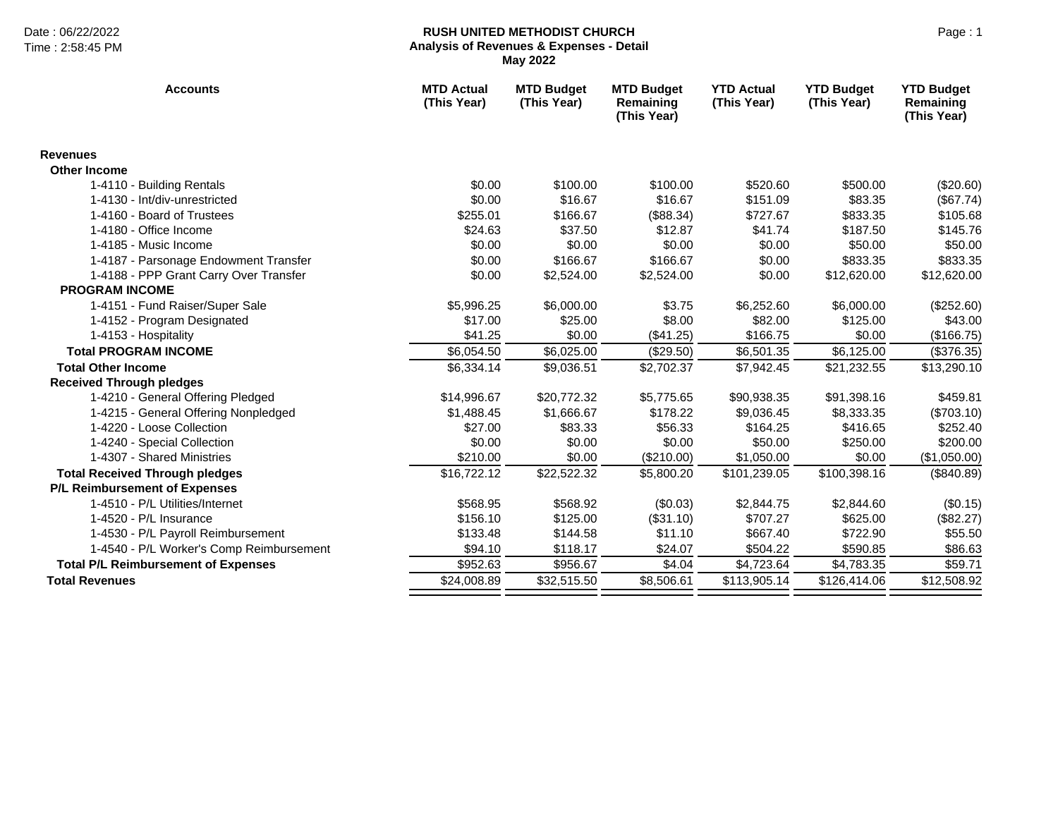# RUSH UNITED METHODIST CHURCH

**Analysis of Revenues & Expenses - Detail**

**May 2022**

Date : 06/22/2022
Time : 2:58:45 PM

| Accounts | MTD Actual (This Year) | MTD Budget (This Year) | MTD Budget Remaining (This Year) | YTD Actual (This Year) | YTD Budget (This Year) | YTD Budget Remaining (This Year) |
|---|---|---|---|---|---|---|
| **Revenues** | | | | | | |
| **Other Income** | | | | | | |
| 1-4110 - Building Rentals | $0.00 | $100.00 | $100.00 | $520.60 | $500.00 | ($20.60) |
| 1-4130 - Int/div-unrestricted | $0.00 | $16.67 | $16.67 | $151.09 | $83.35 | ($67.74) |
| 1-4160 - Board of Trustees | $255.01 | $166.67 | ($88.34) | $727.67 | $833.35 | $105.68 |
| 1-4180 - Office Income | $24.63 | $37.50 | $12.87 | $41.74 | $187.50 | $145.76 |
| 1-4185 - Music Income | $0.00 | $0.00 | $0.00 | $0.00 | $50.00 | $50.00 |
| 1-4187 - Parsonage Endowment Transfer | $0.00 | $166.67 | $166.67 | $0.00 | $833.35 | $833.35 |
| 1-4188 - PPP Grant Carry Over Transfer | $0.00 | $2,524.00 | $2,524.00 | $0.00 | $12,620.00 | $12,620.00 |
| **PROGRAM INCOME** | | | | | | |
| 1-4151 - Fund Raiser/Super Sale | $5,996.25 | $6,000.00 | $3.75 | $6,252.60 | $6,000.00 | ($252.60) |
| 1-4152 - Program Designated | $17.00 | $25.00 | $8.00 | $82.00 | $125.00 | $43.00 |
| 1-4153 - Hospitality | $41.25 | $0.00 | ($41.25) | $166.75 | $0.00 | ($166.75) |
| **Total PROGRAM INCOME** | $6,054.50 | $6,025.00 | ($29.50) | $6,501.35 | $6,125.00 | ($376.35) |
| **Total Other Income** | $6,334.14 | $9,036.51 | $2,702.37 | $7,942.45 | $21,232.55 | $13,290.10 |
| **Received Through pledges** | | | | | | |
| 1-4210 - General Offering Pledged | $14,996.67 | $20,772.32 | $5,775.65 | $90,938.35 | $91,398.16 | $459.81 |
| 1-4215 - General Offering Nonpledged | $1,488.45 | $1,666.67 | $178.22 | $9,036.45 | $8,333.35 | ($703.10) |
| 1-4220 - Loose Collection | $27.00 | $83.33 | $56.33 | $164.25 | $416.65 | $252.40 |
| 1-4240 - Special Collection | $0.00 | $0.00 | $0.00 | $50.00 | $250.00 | $200.00 |
| 1-4307 - Shared Ministries | $210.00 | $0.00 | ($210.00) | $1,050.00 | $0.00 | ($1,050.00) |
| **Total Received Through pledges** | $16,722.12 | $22,522.32 | $5,800.20 | $101,239.05 | $100,398.16 | ($840.89) |
| **P/L Reimbursement of Expenses** | | | | | | |
| 1-4510 - P/L Utilities/Internet | $568.95 | $568.92 | ($0.03) | $2,844.75 | $2,844.60 | ($0.15) |
| 1-4520 - P/L Insurance | $156.10 | $125.00 | ($31.10) | $707.27 | $625.00 | ($82.27) |
| 1-4530 - P/L Payroll Reimbursement | $133.48 | $144.58 | $11.10 | $667.40 | $722.90 | $55.50 |
| 1-4540 - P/L Worker's Comp Reimbursement | $94.10 | $118.17 | $24.07 | $504.22 | $590.85 | $86.63 |
| **Total P/L Reimbursement of Expenses** | $952.63 | $956.67 | $4.04 | $4,723.64 | $4,783.35 | $59.71 |
| **Total Revenues** | $24,008.89 | $32,515.50 | $8,506.61 | $113,905.14 | $126,414.06 | $12,508.92 |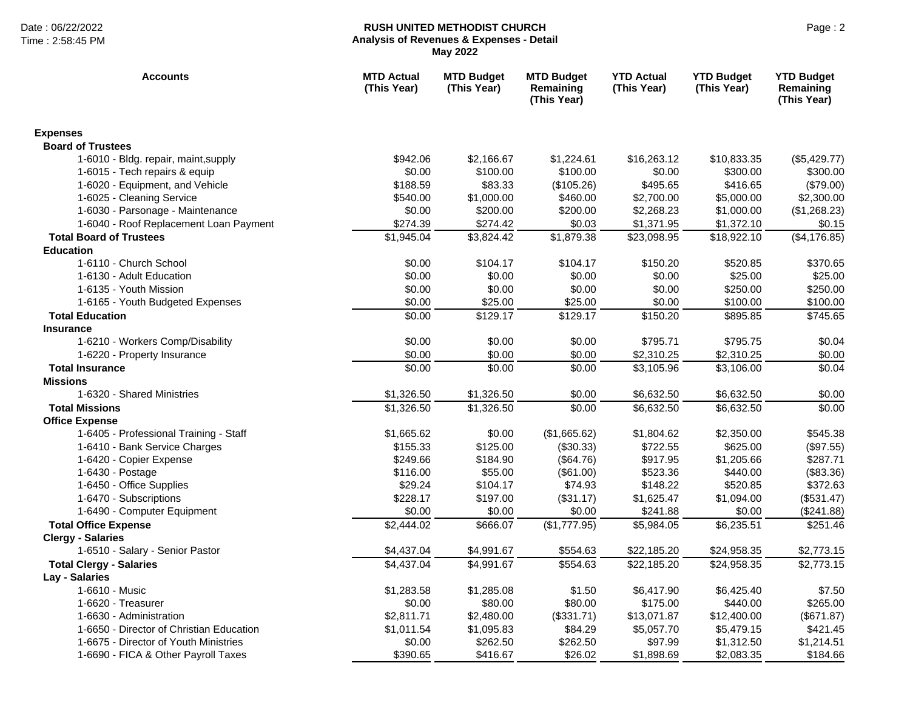**RUSH UNITED METHODIST CHURCH**
**Analysis of Revenues & Expenses - Detail**
**May 2022**

Date : 06/22/2022
Time : 2:58:45 PM

| Accounts | MTD Actual (This Year) | MTD Budget (This Year) | MTD Budget Remaining (This Year) | YTD Actual (This Year) | YTD Budget (This Year) | YTD Budget Remaining (This Year) |
|---|---|---|---|---|---|---|
| **Expenses** | | | | | | |
| **Board of Trustees** | | | | | | |
| 1-6010 - Bldg. repair, maint,supply | $942.06 | $2,166.67 | $1,224.61 | $16,263.12 | $10,833.35 | ($5,429.77) |
| 1-6015 - Tech repairs & equip | $0.00 | $100.00 | $100.00 | $0.00 | $300.00 | $300.00 |
| 1-6020 - Equipment, and Vehicle | $188.59 | $83.33 | ($105.26) | $495.65 | $416.65 | ($79.00) |
| 1-6025 - Cleaning Service | $540.00 | $1,000.00 | $460.00 | $2,700.00 | $5,000.00 | $2,300.00 |
| 1-6030 - Parsonage - Maintenance | $0.00 | $200.00 | $200.00 | $2,268.23 | $1,000.00 | ($1,268.23) |
| 1-6040 - Roof Replacement Loan Payment | $274.39 | $274.42 | $0.03 | $1,371.95 | $1,372.10 | $0.15 |
| **Total Board of Trustees** | $1,945.04 | $3,824.42 | $1,879.38 | $23,098.95 | $18,922.10 | ($4,176.85) |
| **Education** | | | | | | |
| 1-6110 - Church School | $0.00 | $104.17 | $104.17 | $150.20 | $520.85 | $370.65 |
| 1-6130 - Adult Education | $0.00 | $0.00 | $0.00 | $0.00 | $25.00 | $25.00 |
| 1-6135 - Youth Mission | $0.00 | $0.00 | $0.00 | $0.00 | $250.00 | $250.00 |
| 1-6165 - Youth Budgeted Expenses | $0.00 | $25.00 | $25.00 | $0.00 | $100.00 | $100.00 |
| **Total Education** | $0.00 | $129.17 | $129.17 | $150.20 | $895.85 | $745.65 |
| **Insurance** | | | | | | |
| 1-6210 - Workers Comp/Disability | $0.00 | $0.00 | $0.00 | $795.71 | $795.75 | $0.04 |
| 1-6220 - Property Insurance | $0.00 | $0.00 | $0.00 | $2,310.25 | $2,310.25 | $0.00 |
| **Total Insurance** | $0.00 | $0.00 | $0.00 | $3,105.96 | $3,106.00 | $0.04 |
| **Missions** | | | | | | |
| 1-6320 - Shared Ministries | $1,326.50 | $1,326.50 | $0.00 | $6,632.50 | $6,632.50 | $0.00 |
| **Total Missions** | $1,326.50 | $1,326.50 | $0.00 | $6,632.50 | $6,632.50 | $0.00 |
| **Office Expense** | | | | | | |
| 1-6405 - Professional Training - Staff | $1,665.62 | $0.00 | ($1,665.62) | $1,804.62 | $2,350.00 | $545.38 |
| 1-6410 - Bank Service Charges | $155.33 | $125.00 | ($30.33) | $722.55 | $625.00 | ($97.55) |
| 1-6420 - Copier Expense | $249.66 | $184.90 | ($64.76) | $917.95 | $1,205.66 | $287.71 |
| 1-6430 - Postage | $116.00 | $55.00 | ($61.00) | $523.36 | $440.00 | ($83.36) |
| 1-6450 - Office Supplies | $29.24 | $104.17 | $74.93 | $148.22 | $520.85 | $372.63 |
| 1-6470 - Subscriptions | $228.17 | $197.00 | ($31.17) | $1,625.47 | $1,094.00 | ($531.47) |
| 1-6490 - Computer Equipment | $0.00 | $0.00 | $0.00 | $241.88 | $0.00 | ($241.88) |
| **Total Office Expense** | $2,444.02 | $666.07 | ($1,777.95) | $5,984.05 | $6,235.51 | $251.46 |
| **Clergy - Salaries** | | | | | | |
| 1-6510 - Salary - Senior Pastor | $4,437.04 | $4,991.67 | $554.63 | $22,185.20 | $24,958.35 | $2,773.15 |
| **Total Clergy - Salaries** | $4,437.04 | $4,991.67 | $554.63 | $22,185.20 | $24,958.35 | $2,773.15 |
| **Lay - Salaries** | | | | | | |
| 1-6610 - Music | $1,283.58 | $1,285.08 | $1.50 | $6,417.90 | $6,425.40 | $7.50 |
| 1-6620 - Treasurer | $0.00 | $80.00 | $80.00 | $175.00 | $440.00 | $265.00 |
| 1-6630 - Administration | $2,811.71 | $2,480.00 | ($331.71) | $13,071.87 | $12,400.00 | ($671.87) |
| 1-6650 - Director of Christian Education | $1,011.54 | $1,095.83 | $84.29 | $5,057.70 | $5,479.15 | $421.45 |
| 1-6675 - Director of Youth Ministries | $0.00 | $262.50 | $262.50 | $97.99 | $1,312.50 | $1,214.51 |
| 1-6690 - FICA & Other Payroll Taxes | $390.65 | $416.67 | $26.02 | $1,898.69 | $2,083.35 | $184.66 |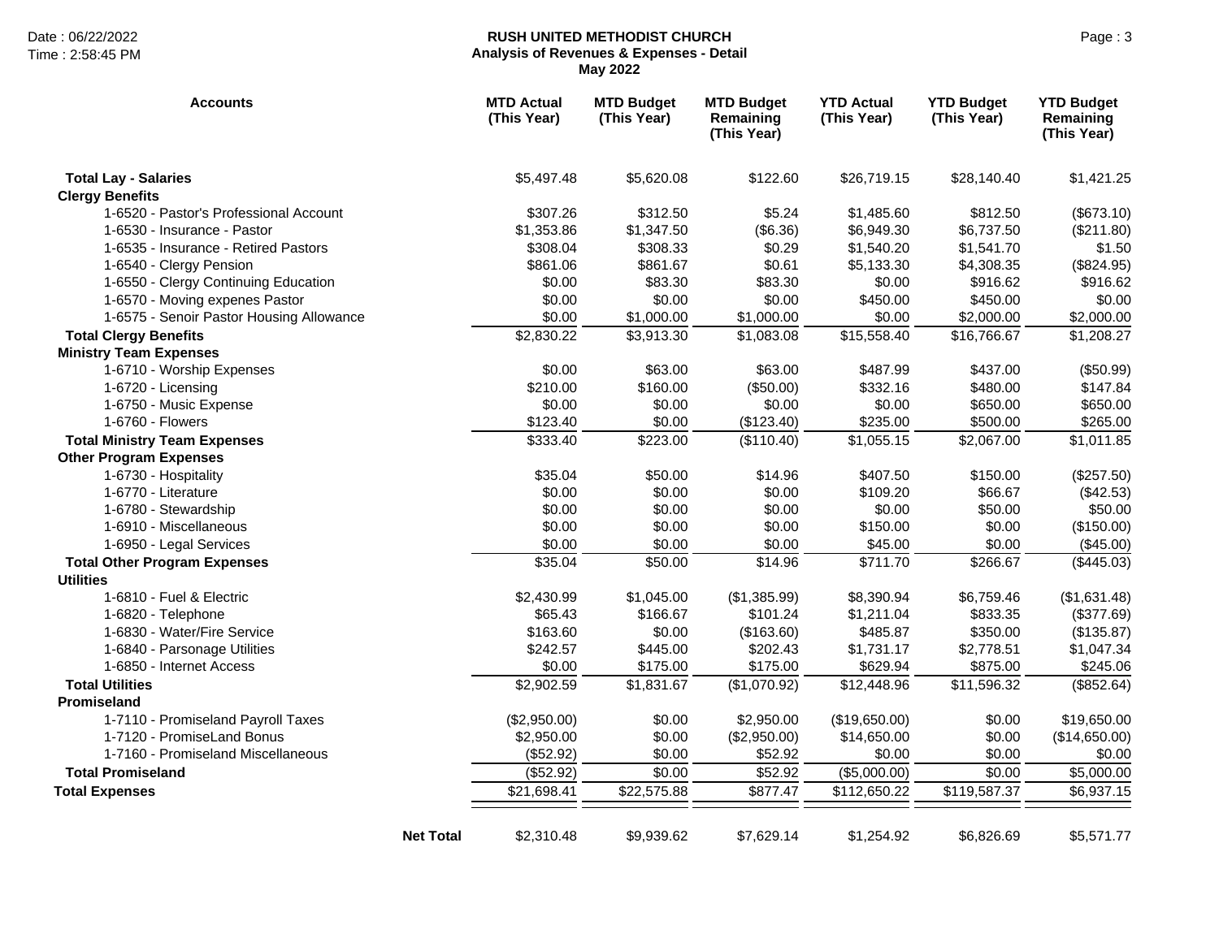# RUSH UNITED METHODIST CHURCH

## Analysis of Revenues & Expenses - Detail

### May 2022

Date : 06/22/2022
Time : 2:58:45 PM

| Accounts | MTD Actual (This Year) | MTD Budget (This Year) | MTD Budget Remaining (This Year) | YTD Actual (This Year) | YTD Budget (This Year) | YTD Budget Remaining (This Year) |
|---|---|---|---|---|---|---|
| **Total Lay - Salaries** | $5,497.48 | $5,620.08 | $122.60 | $26,719.15 | $28,140.40 | $1,421.25 |
| **Clergy Benefits** | | | | | | |
| 1-6520 - Pastor's Professional Account | $307.26 | $312.50 | $5.24 | $1,485.60 | $812.50 | ($673.10) |
| 1-6530 - Insurance - Pastor | $1,353.86 | $1,347.50 | ($6.36) | $6,949.30 | $6,737.50 | ($211.80) |
| 1-6535 - Insurance - Retired Pastors | $308.04 | $308.33 | $0.29 | $1,540.20 | $1,541.70 | $1.50 |
| 1-6540 - Clergy Pension | $861.06 | $861.67 | $0.61 | $5,133.30 | $4,308.35 | ($824.95) |
| 1-6550 - Clergy Continuing Education | $0.00 | $83.30 | $83.30 | $0.00 | $916.62 | $916.62 |
| 1-6570 - Moving expenes Pastor | $0.00 | $0.00 | $0.00 | $450.00 | $450.00 | $0.00 |
| 1-6575 - Senoir Pastor Housing Allowance | $0.00 | $1,000.00 | $1,000.00 | $0.00 | $2,000.00 | $2,000.00 |
| **Total Clergy Benefits** | $2,830.22 | $3,913.30 | $1,083.08 | $15,558.40 | $16,766.67 | $1,208.27 |
| **Ministry Team Expenses** | | | | | | |
| 1-6710 - Worship Expenses | $0.00 | $63.00 | $63.00 | $487.99 | $437.00 | ($50.99) |
| 1-6720 - Licensing | $210.00 | $160.00 | ($50.00) | $332.16 | $480.00 | $147.84 |
| 1-6750 - Music Expense | $0.00 | $0.00 | $0.00 | $0.00 | $650.00 | $650.00 |
| 1-6760 - Flowers | $123.40 | $0.00 | ($123.40) | $235.00 | $500.00 | $265.00 |
| **Total Ministry Team Expenses** | $333.40 | $223.00 | ($110.40) | $1,055.15 | $2,067.00 | $1,011.85 |
| **Other Program Expenses** | | | | | | |
| 1-6730 - Hospitality | $35.04 | $50.00 | $14.96 | $407.50 | $150.00 | ($257.50) |
| 1-6770 - Literature | $0.00 | $0.00 | $0.00 | $109.20 | $66.67 | ($42.53) |
| 1-6780 - Stewardship | $0.00 | $0.00 | $0.00 | $0.00 | $50.00 | $50.00 |
| 1-6910 - Miscellaneous | $0.00 | $0.00 | $0.00 | $150.00 | $0.00 | ($150.00) |
| 1-6950 - Legal Services | $0.00 | $0.00 | $0.00 | $45.00 | $0.00 | ($45.00) |
| **Total Other Program Expenses** | $35.04 | $50.00 | $14.96 | $711.70 | $266.67 | ($445.03) |
| **Utilities** | | | | | | |
| 1-6810 - Fuel & Electric | $2,430.99 | $1,045.00 | ($1,385.99) | $8,390.94 | $6,759.46 | ($1,631.48) |
| 1-6820 - Telephone | $65.43 | $166.67 | $101.24 | $1,211.04 | $833.35 | ($377.69) |
| 1-6830 - Water/Fire Service | $163.60 | $0.00 | ($163.60) | $485.87 | $350.00 | ($135.87) |
| 1-6840 - Parsonage Utilities | $242.57 | $445.00 | $202.43 | $1,731.17 | $2,778.51 | $1,047.34 |
| 1-6850 - Internet Access | $0.00 | $175.00 | $175.00 | $629.94 | $875.00 | $245.06 |
| **Total Utilities** | $2,902.59 | $1,831.67 | ($1,070.92) | $12,448.96 | $11,596.32 | ($852.64) |
| **Promiseland** | | | | | | |
| 1-7110 - Promiseland Payroll Taxes | ($2,950.00) | $0.00 | $2,950.00 | ($19,650.00) | $0.00 | $19,650.00 |
| 1-7120 - PromiseLand Bonus | $2,950.00 | $0.00 | ($2,950.00) | $14,650.00 | $0.00 | ($14,650.00) |
| 1-7160 - Promiseland Miscellaneous | ($52.92) | $0.00 | $52.92 | $0.00 | $0.00 | $0.00 |
| **Total Promiseland** | ($52.92) | $0.00 | $52.92 | ($5,000.00) | $0.00 | $5,000.00 |
| **Total Expenses** | $21,698.41 | $22,575.88 | $877.47 | $112,650.22 | $119,587.37 | $6,937.15 |
| **Net Total** | $2,310.48 | $9,939.62 | $7,629.14 | $1,254.92 | $6,826.69 | $5,571.77 |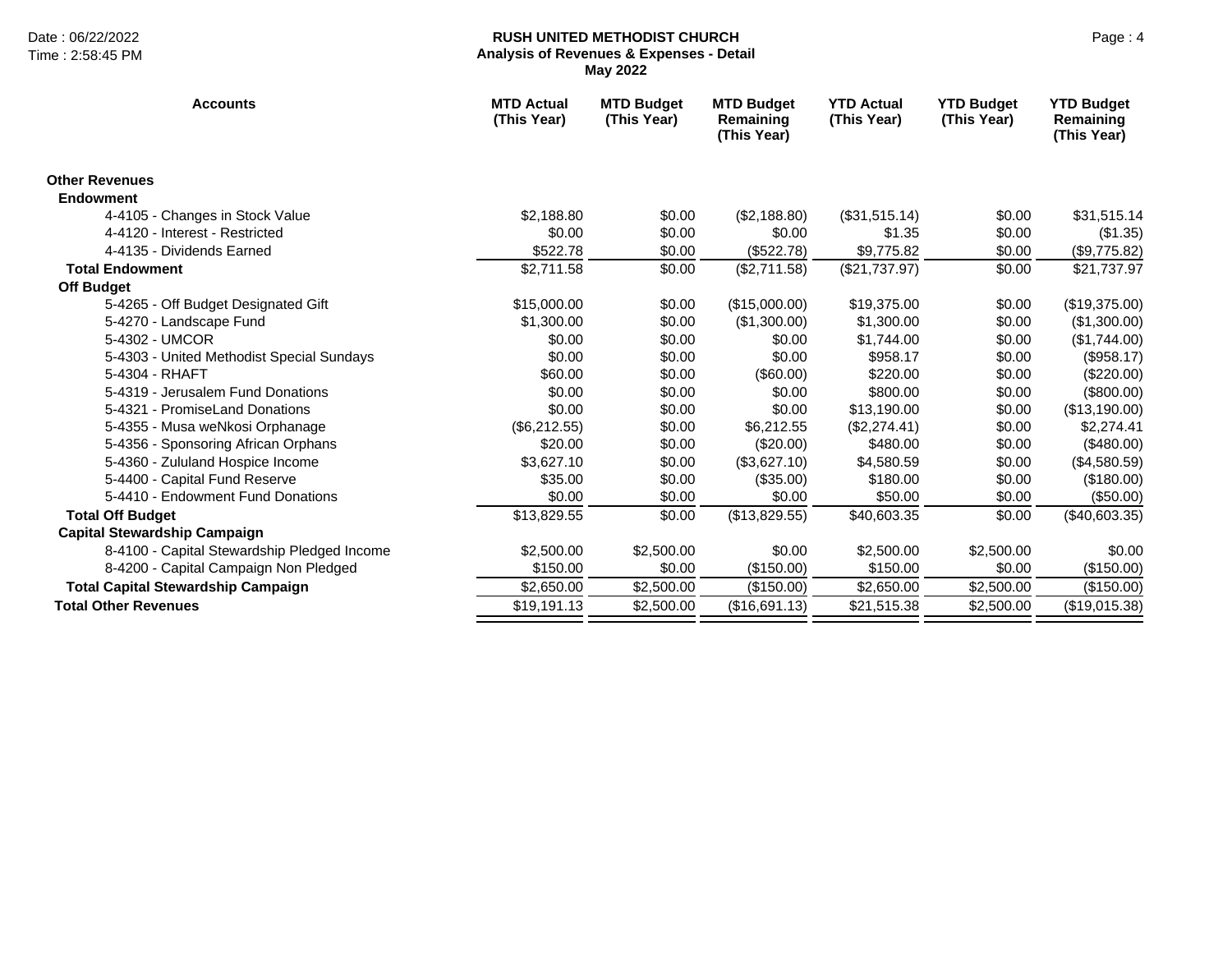# RUSH UNITED METHODIST CHURCH

## Analysis of Revenues & Expenses - Detail

### May 2022

| Accounts | MTD Actual (This Year) | MTD Budget (This Year) | MTD Budget Remaining (This Year) | YTD Actual (This Year) | YTD Budget (This Year) | YTD Budget Remaining (This Year) |
|---|---|---|---|---|---|---|
| **Other Revenues** | | | | | | |
| **Endowment** | | | | | | |
| 4-4105 - Changes in Stock Value | $2,188.80 | $0.00 | ($2,188.80) | ($31,515.14) | $0.00 | $31,515.14 |
| 4-4120 - Interest - Restricted | $0.00 | $0.00 | $0.00 | $1.35 | $0.00 | ($1.35) |
| 4-4135 - Dividends Earned | $522.78 | $0.00 | ($522.78) | $9,775.82 | $0.00 | ($9,775.82) |
| **Total Endowment** | $2,711.58 | $0.00 | ($2,711.58) | ($21,737.97) | $0.00 | $21,737.97 |
| **Off Budget** | | | | | | |
| 5-4265 - Off Budget Designated Gift | $15,000.00 | $0.00 | ($15,000.00) | $19,375.00 | $0.00 | ($19,375.00) |
| 5-4270 - Landscape Fund | $1,300.00 | $0.00 | ($1,300.00) | $1,300.00 | $0.00 | ($1,300.00) |
| 5-4302 - UMCOR | $0.00 | $0.00 | $0.00 | $1,744.00 | $0.00 | ($1,744.00) |
| 5-4303 - United Methodist Special Sundays | $0.00 | $0.00 | $0.00 | $958.17 | $0.00 | ($958.17) |
| 5-4304 - RHAFT | $60.00 | $0.00 | ($60.00) | $220.00 | $0.00 | ($220.00) |
| 5-4319 - Jerusalem Fund Donations | $0.00 | $0.00 | $0.00 | $800.00 | $0.00 | ($800.00) |
| 5-4321 - PromiseLand Donations | $0.00 | $0.00 | $0.00 | $13,190.00 | $0.00 | ($13,190.00) |
| 5-4355 - Musa weNkosi Orphanage | ($6,212.55) | $0.00 | $6,212.55 | ($2,274.41) | $0.00 | $2,274.41 |
| 5-4356 - Sponsoring African Orphans | $20.00 | $0.00 | ($20.00) | $480.00 | $0.00 | ($480.00) |
| 5-4360 - Zululand Hospice Income | $3,627.10 | $0.00 | ($3,627.10) | $4,580.59 | $0.00 | ($4,580.59) |
| 5-4400 - Capital Fund Reserve | $35.00 | $0.00 | ($35.00) | $180.00 | $0.00 | ($180.00) |
| 5-4410 - Endowment Fund Donations | $0.00 | $0.00 | $0.00 | $50.00 | $0.00 | ($50.00) |
| **Total Off Budget** | $13,829.55 | $0.00 | ($13,829.55) | $40,603.35 | $0.00 | ($40,603.35) |
| **Capital Stewardship Campaign** | | | | | | |
| 8-4100 - Capital Stewardship Pledged Income | $2,500.00 | $2,500.00 | $0.00 | $2,500.00 | $2,500.00 | $0.00 |
| 8-4200 - Capital Campaign Non Pledged | $150.00 | $0.00 | ($150.00) | $150.00 | $0.00 | ($150.00) |
| **Total Capital Stewardship Campaign** | $2,650.00 | $2,500.00 | ($150.00) | $2,650.00 | $2,500.00 | ($150.00) |
| **Total Other Revenues** | $19,191.13 | $2,500.00 | ($16,691.13) | $21,515.38 | $2,500.00 | ($19,015.38) |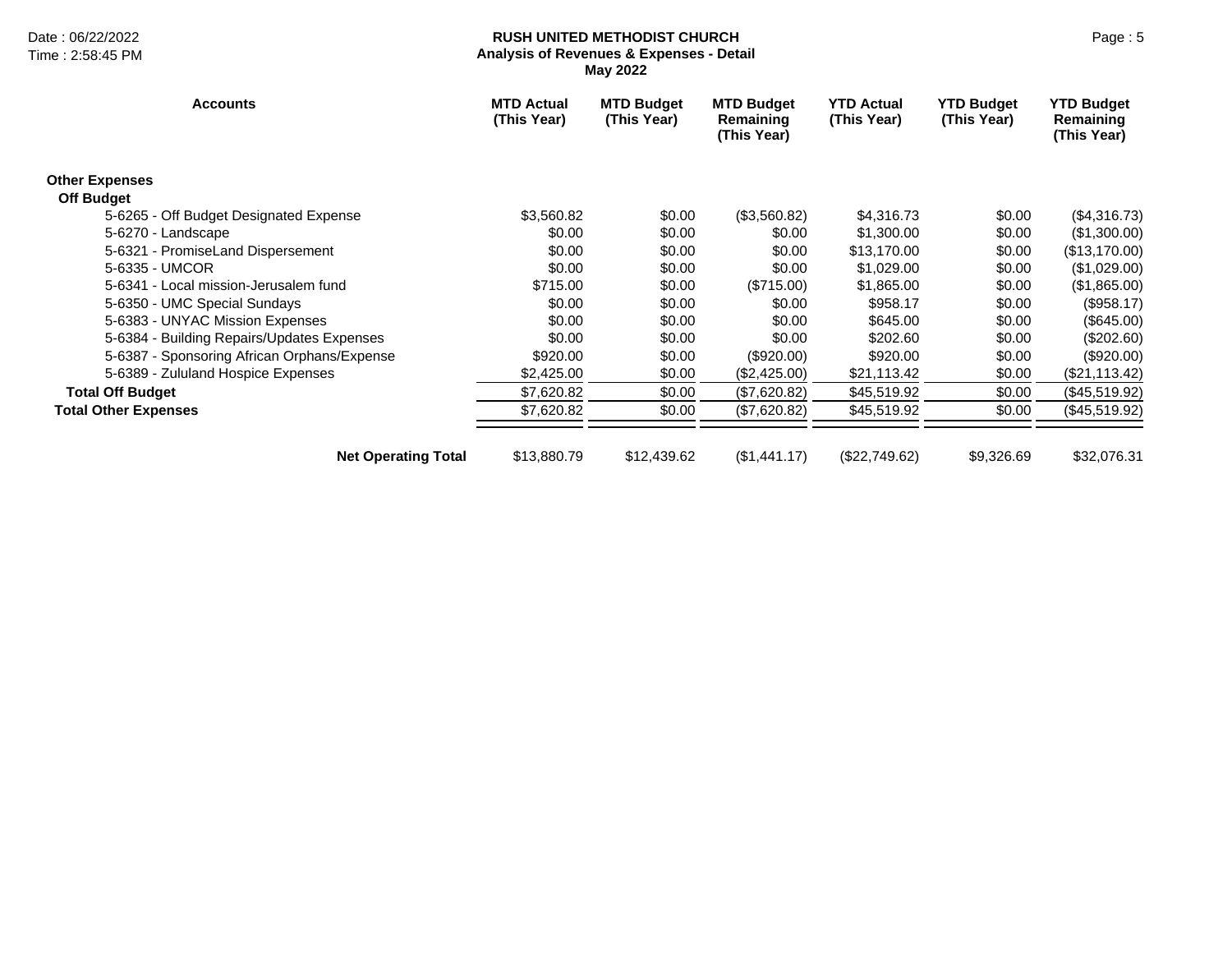**RUSH UNITED METHODIST CHURCH**
**Analysis of Revenues & Expenses - Detail**
**May 2022**

| Accounts | MTD Actual (This Year) | MTD Budget (This Year) | MTD Budget Remaining (This Year) | YTD Actual (This Year) | YTD Budget (This Year) | YTD Budget Remaining (This Year) |
|---|---|---|---|---|---|---|
| **Other Expenses** | | | | | | |
| **Off Budget** | | | | | | |
| 5-6265 - Off Budget Designated Expense | $3,560.82 | $0.00 | ($3,560.82) | $4,316.73 | $0.00 | ($4,316.73) |
| 5-6270 - Landscape | $0.00 | $0.00 | $0.00 | $1,300.00 | $0.00 | ($1,300.00) |
| 5-6321 - PromiseLand Dispersement | $0.00 | $0.00 | $0.00 | $13,170.00 | $0.00 | ($13,170.00) |
| 5-6335 - UMCOR | $0.00 | $0.00 | $0.00 | $1,029.00 | $0.00 | ($1,029.00) |
| 5-6341 - Local mission-Jerusalem fund | $715.00 | $0.00 | ($715.00) | $1,865.00 | $0.00 | ($1,865.00) |
| 5-6350 - UMC Special Sundays | $0.00 | $0.00 | $0.00 | $958.17 | $0.00 | ($958.17) |
| 5-6383 - UNYAC Mission Expenses | $0.00 | $0.00 | $0.00 | $645.00 | $0.00 | ($645.00) |
| 5-6384 - Building Repairs/Updates Expenses | $0.00 | $0.00 | $0.00 | $202.60 | $0.00 | ($202.60) |
| 5-6387 - Sponsoring African Orphans/Expense | $920.00 | $0.00 | ($920.00) | $920.00 | $0.00 | ($920.00) |
| 5-6389 - Zululand Hospice Expenses | $2,425.00 | $0.00 | ($2,425.00) | $21,113.42 | $0.00 | ($21,113.42) |
| **Total Off Budget** | $7,620.82 | $0.00 | ($7,620.82) | $45,519.92 | $0.00 | ($45,519.92) |
| **Total Other Expenses** | $7,620.82 | $0.00 | ($7,620.82) | $45,519.92 | $0.00 | ($45,519.92) |
| **Net Operating Total** | $13,880.79 | $12,439.62 | ($1,441.17) | ($22,749.62) | $9,326.69 | $32,076.31 |